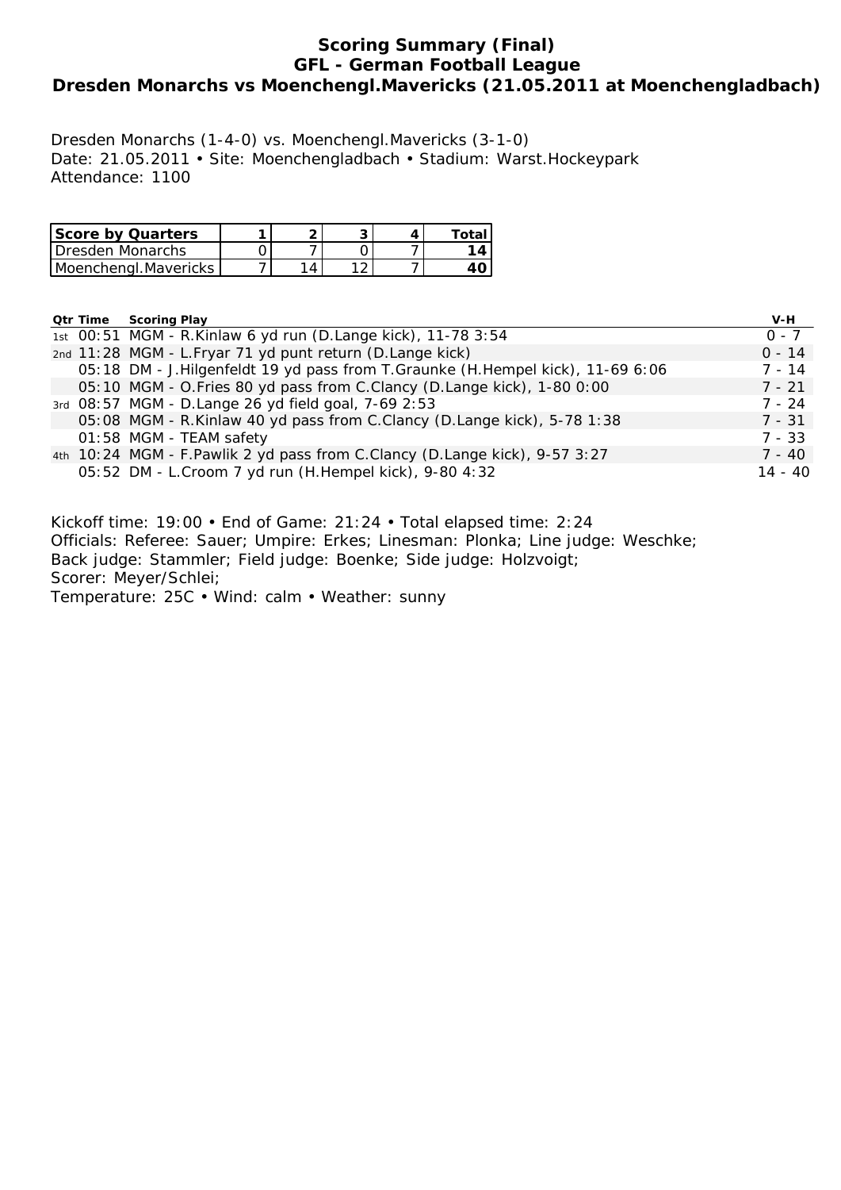# Scoring Summary (Final)
## GFL - German Football League
## Dresden Monarchs vs Moenchengl.Mavericks (21.05.2011 at Moenchengladbach)

Dresden Monarchs (1-4-0) vs. Moenchengl.Mavericks (3-1-0)
Date: 21.05.2011 • Site: Moenchengladbach • Stadium: Warst.Hockeypark
Attendance: 1100

| Score by Quarters | 1 | 2 | 3 | 4 | Total |
|---|---|---|---|---|---|
| Dresden Monarchs | 0 | 7 | 0 | 7 | **14** |
| Moenchengl.Mavericks | 7 | 14 | 12 | 7 | **40** |

| Qtr | Time | Scoring Play | V-H |
|---|---|---|---|
| 1st | 00:51 | MGM - R.Kinlaw 6 yd run (D.Lange kick), 11-78 3:54 | 0 - 7 |
| 2nd | 11:28 | MGM - L.Fryar 71 yd punt return (D.Lange kick) | 0 - 14 |
| | 05:18 | DM - J.Hilgenfeldt 19 yd pass from T.Graunke (H.Hempel kick), 11-69 6:06 | 7 - 14 |
| | 05:10 | MGM - O.Fries 80 yd pass from C.Clancy (D.Lange kick), 1-80 0:00 | 7 - 21 |
| 3rd | 08:57 | MGM - D.Lange 26 yd field goal, 7-69 2:53 | 7 - 24 |
| | 05:08 | MGM - R.Kinlaw 40 yd pass from C.Clancy (D.Lange kick), 5-78 1:38 | 7 - 31 |
| | 01:58 | MGM - TEAM safety | 7 - 33 |
| 4th | 10:24 | MGM - F.Pawlik 2 yd pass from C.Clancy (D.Lange kick), 9-57 3:27 | 7 - 40 |
| | 05:52 | DM - L.Croom 7 yd run (H.Hempel kick), 9-80 4:32 | 14 - 40 |

Kickoff time: 19:00 • End of Game: 21:24 • Total elapsed time: 2:24
Officials: Referee: Sauer; Umpire: Erkes; Linesman: Plonka; Line judge: Weschke;
Back judge: Stammler; Field judge: Boenke; Side judge: Holzvoigt;
Scorer: Meyer/Schlei;
Temperature: 25C • Wind: calm • Weather: sunny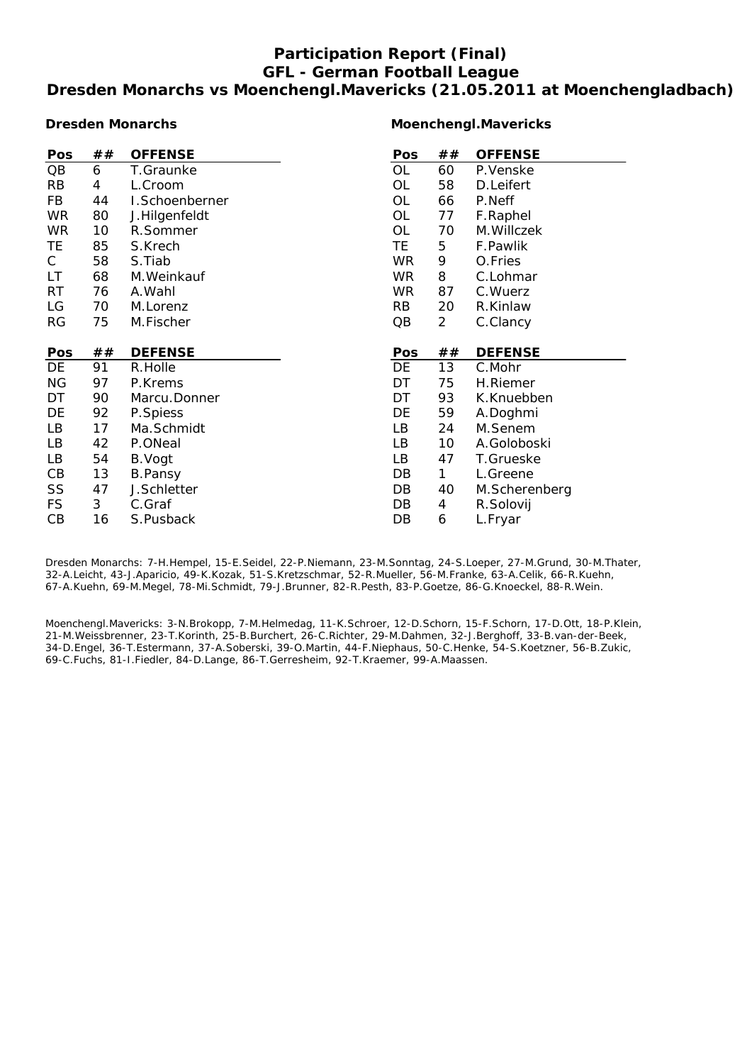# Participation Report (Final)
## GFL - German Football League
## Dresden Monarchs vs Moenchengl.Mavericks (21.05.2011 at Moenchengladbach)

### Dresden Monarchs

| Pos | ## | OFFENSE |
|---|---|---|
| QB | 6 | T.Graunke |
| RB | 4 | L.Croom |
| FB | 44 | I.Schoenberner |
| WR | 80 | J.Hilgenfeldt |
| WR | 10 | R.Sommer |
| TE | 85 | S.Krech |
| C | 58 | S.Tiab |
| LT | 68 | M.Weinkauf |
| RT | 76 | A.Wahl |
| LG | 70 | M.Lorenz |
| RG | 75 | M.Fischer |

| Pos | ## | DEFENSE |
|---|---|---|
| DE | 91 | R.Holle |
| NG | 97 | P.Krems |
| DT | 90 | Marcu.Donner |
| DE | 92 | P.Spiess |
| LB | 17 | Ma.Schmidt |
| LB | 42 | P.ONeal |
| LB | 54 | B.Vogt |
| CB | 13 | B.Pansy |
| SS | 47 | J.Schletter |
| FS | 3 | C.Graf |
| CB | 16 | S.Pusback |

### Moenchengl.Mavericks

| Pos | ## | OFFENSE |
|---|---|---|
| OL | 60 | P.Venske |
| OL | 58 | D.Leifert |
| OL | 66 | P.Neff |
| OL | 77 | F.Raphel |
| OL | 70 | M.Willczek |
| TE | 5 | F.Pawlik |
| WR | 9 | O.Fries |
| WR | 8 | C.Lohmar |
| WR | 87 | C.Wuerz |
| RB | 20 | R.Kinlaw |
| QB | 2 | C.Clancy |

| Pos | ## | DEFENSE |
|---|---|---|
| DE | 13 | C.Mohr |
| DT | 75 | H.Riemer |
| DT | 93 | K.Knuebben |
| DE | 59 | A.Doghmi |
| LB | 24 | M.Senem |
| LB | 10 | A.Goloboski |
| LB | 47 | T.Grueske |
| DB | 1 | L.Greene |
| DB | 40 | M.Scherenberg |
| DB | 4 | R.Solovij |
| DB | 6 | L.Fryar |

Dresden Monarchs: 7-H.Hempel, 15-E.Seidel, 22-P.Niemann, 23-M.Sonntag, 24-S.Loeper, 27-M.Grund, 30-M.Thater, 32-A.Leicht, 43-J.Aparicio, 49-K.Kozak, 51-S.Kretzschmar, 52-R.Mueller, 56-M.Franke, 63-A.Celik, 66-R.Kuehn, 67-A.Kuehn, 69-M.Megel, 78-Mi.Schmidt, 79-J.Brunner, 82-R.Pesth, 83-P.Goetze, 86-G.Knoeckel, 88-R.Wein.

Moenchengl.Mavericks: 3-N.Brokopp, 7-M.Helmedag, 11-K.Schroer, 12-D.Schorn, 15-F.Schorn, 17-D.Ott, 18-P.Klein, 21-M.Weissbrenner, 23-T.Korinth, 25-B.Burchert, 26-C.Richter, 29-M.Dahmen, 32-J.Berghoff, 33-B.van-der-Beek, 34-D.Engel, 36-T.Estermann, 37-A.Soberski, 39-O.Martin, 44-F.Niephaus, 50-C.Henke, 54-S.Koetzner, 56-B.Zukic, 69-C.Fuchs, 81-I.Fiedler, 84-D.Lange, 86-T.Gerresheim, 92-T.Kraemer, 99-A.Maassen.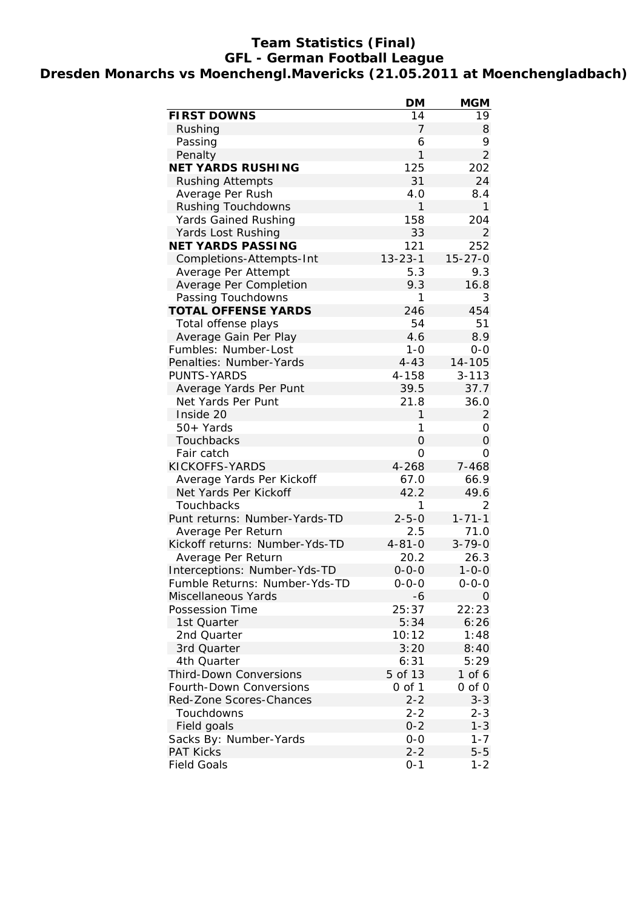# Team Statistics (Final)
## GFL - German Football League
## Dresden Monarchs vs Moenchengl.Mavericks (21.05.2011 at Moenchengladbach)

| | DM | MGM |
|---|---|---|
| **FIRST DOWNS** | 14 | 19 |
| Rushing | 7 | 8 |
| Passing | 6 | 9 |
| Penalty | 1 | 2 |
| **NET YARDS RUSHING** | 125 | 202 |
| Rushing Attempts | 31 | 24 |
| Average Per Rush | 4.0 | 8.4 |
| Rushing Touchdowns | 1 | 1 |
| Yards Gained Rushing | 158 | 204 |
| Yards Lost Rushing | 33 | 2 |
| **NET YARDS PASSING** | 121 | 252 |
| Completions-Attempts-Int | 13-23-1 | 15-27-0 |
| Average Per Attempt | 5.3 | 9.3 |
| Average Per Completion | 9.3 | 16.8 |
| Passing Touchdowns | 1 | 3 |
| **TOTAL OFFENSE YARDS** | 246 | 454 |
| Total offense plays | 54 | 51 |
| Average Gain Per Play | 4.6 | 8.9 |
| Fumbles: Number-Lost | 1-0 | 0-0 |
| Penalties: Number-Yards | 4-43 | 14-105 |
| PUNTS-YARDS | 4-158 | 3-113 |
| Average Yards Per Punt | 39.5 | 37.7 |
| Net Yards Per Punt | 21.8 | 36.0 |
| Inside 20 | 1 | 2 |
| 50+ Yards | 1 | 0 |
| Touchbacks | 0 | 0 |
| Fair catch | 0 | 0 |
| KICKOFFS-YARDS | 4-268 | 7-468 |
| Average Yards Per Kickoff | 67.0 | 66.9 |
| Net Yards Per Kickoff | 42.2 | 49.6 |
| Touchbacks | 1 | 2 |
| Punt returns: Number-Yards-TD | 2-5-0 | 1-71-1 |
| Average Per Return | 2.5 | 71.0 |
| Kickoff returns: Number-Yds-TD | 4-81-0 | 3-79-0 |
| Average Per Return | 20.2 | 26.3 |
| Interceptions: Number-Yds-TD | 0-0-0 | 1-0-0 |
| Fumble Returns: Number-Yds-TD | 0-0-0 | 0-0-0 |
| Miscellaneous Yards | -6 | 0 |
| Possession Time | 25:37 | 22:23 |
| 1st Quarter | 5:34 | 6:26 |
| 2nd Quarter | 10:12 | 1:48 |
| 3rd Quarter | 3:20 | 8:40 |
| 4th Quarter | 6:31 | 5:29 |
| Third-Down Conversions | 5 of 13 | 1 of 6 |
| Fourth-Down Conversions | 0 of 1 | 0 of 0 |
| Red-Zone Scores-Chances | 2-2 | 3-3 |
| Touchdowns | 2-2 | 2-3 |
| Field goals | 0-2 | 1-3 |
| Sacks By: Number-Yards | 0-0 | 1-7 |
| PAT Kicks | 2-2 | 5-5 |
| Field Goals | 0-1 | 1-2 |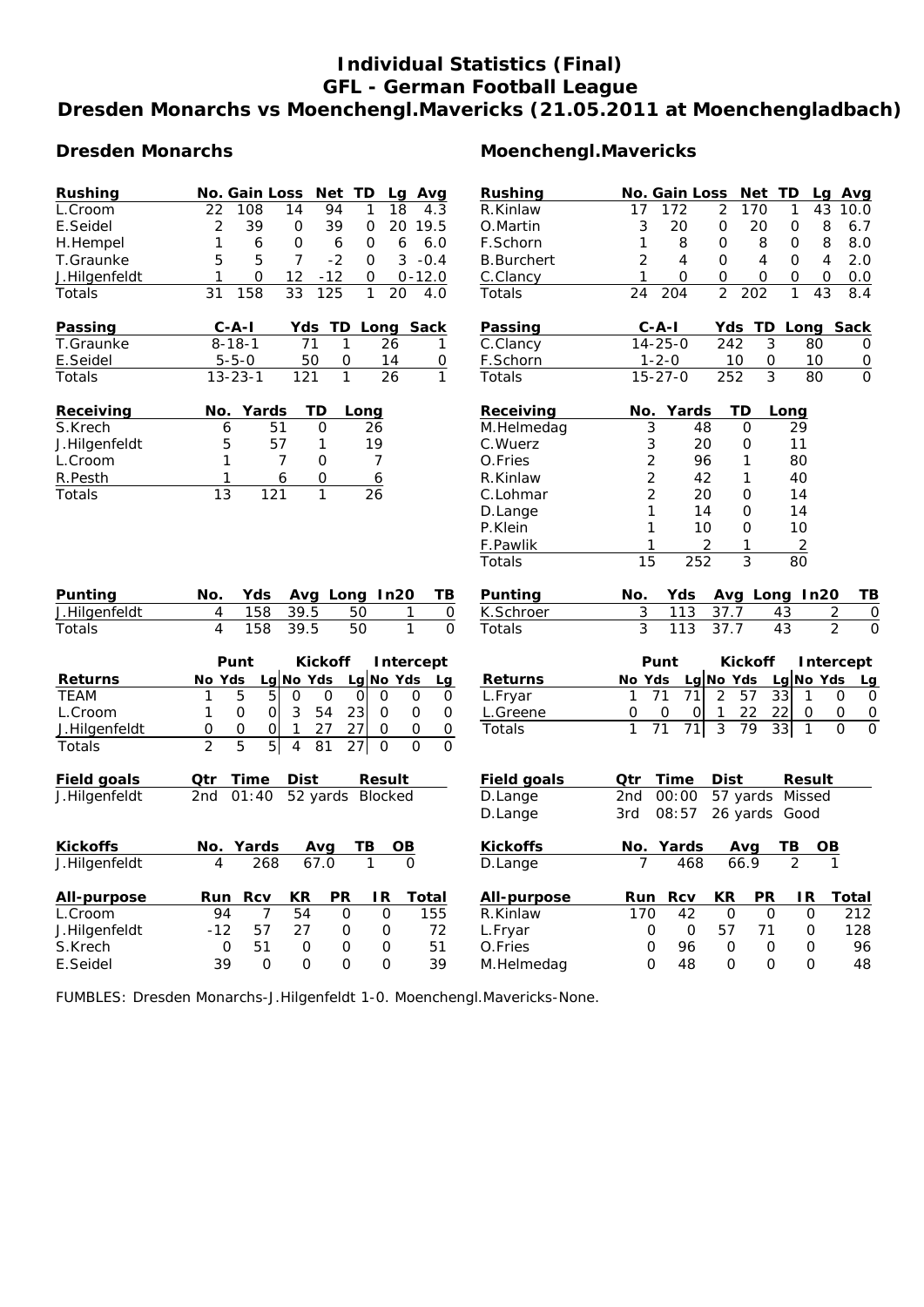# Individual Statistics (Final)
## GFL - German Football League
## Dresden Monarchs vs Moenchengl.Mavericks (21.05.2011 at Moenchengladbach)

### Dresden Monarchs

| Rushing | No. | Gain | Loss | Net | TD | Lg | Avg |
|---|---|---|---|---|---|---|---|
| L.Croom | 22 | 108 | 14 | 94 | 1 | 18 | 4.3 |
| E.Seidel | 2 | 39 | 0 | 39 | 0 | 20 | 19.5 |
| H.Hempel | 1 | 6 | 0 | 6 | 0 | 6 | 6.0 |
| T.Graunke | 5 | 5 | 7 | -2 | 0 | 3 | -0.4 |
| J.Hilgenfeldt | 1 | 0 | 12 | -12 | 0 | 0 | -12.0 |
| Totals | 31 | 158 | 33 | 125 | 1 | 20 | 4.0 |

| Passing | C-A-I | Yds | TD | Long | Sack |
|---|---|---|---|---|---|
| T.Graunke | 8-18-1 | 71 | 1 | 26 | 1 |
| E.Seidel | 5-5-0 | 50 | 0 | 14 | 0 |
| Totals | 13-23-1 | 121 | 1 | 26 | 1 |

| Receiving | No. | Yards | TD | Long |
|---|---|---|---|---|
| S.Krech | 6 | 51 | 0 | 26 |
| J.Hilgenfeldt | 5 | 57 | 1 | 19 |
| L.Croom | 1 | 7 | 0 | 7 |
| R.Pesth | 1 | 6 | 0 | 6 |
| Totals | 13 | 121 | 1 | 26 |

| Punting | No. | Yds | Avg | Long | In20 | TB |
|---|---|---|---|---|---|---|
| J.Hilgenfeldt | 4 | 158 | 39.5 | 50 | 1 | 0 |
| Totals | 4 | 158 | 39.5 | 50 | 1 | 0 |

| | Punt | | | Kickoff | | | Intercept | | |
|---|---|---|---|---|---|---|---|---|---|
| Returns | No | Yds | Lg | No | Yds | Lg | No | Yds | Lg |
| TEAM | 1 | 5 | 5 | 0 | 0 | 0 | 0 | 0 | 0 |
| L.Croom | 1 | 0 | 0 | 3 | 54 | 23 | 0 | 0 | 0 |
| J.Hilgenfeldt | 0 | 0 | 0 | 1 | 27 | 27 | 0 | 0 | 0 |
| Totals | 2 | 5 | 5 | 4 | 81 | 27 | 0 | 0 | 0 |

| Field goals | Qtr | Time | Dist | Result |
|---|---|---|---|---|
| J.Hilgenfeldt | 2nd | 01:40 | 52 yards | Blocked |

| Kickoffs | No. | Yards | Avg | TB | OB |
|---|---|---|---|---|---|
| J.Hilgenfeldt | 4 | 268 | 67.0 | 1 | 0 |

| All-purpose | Run | Rcv | KR | PR | IR | Total |
|---|---|---|---|---|---|---|
| L.Croom | 94 | 7 | 54 | 0 | 0 | 155 |
| J.Hilgenfeldt | -12 | 57 | 27 | 0 | 0 | 72 |
| S.Krech | 0 | 51 | 0 | 0 | 0 | 51 |
| E.Seidel | 39 | 0 | 0 | 0 | 0 | 39 |

### Moenchengl.Mavericks

| Rushing | No. | Gain | Loss | Net | TD | Lg | Avg |
|---|---|---|---|---|---|---|---|
| R.Kinlaw | 17 | 172 | 2 | 170 | 1 | 43 | 10.0 |
| O.Martin | 3 | 20 | 0 | 20 | 0 | 8 | 6.7 |
| F.Schorn | 1 | 8 | 0 | 8 | 0 | 8 | 8.0 |
| B.Burchert | 2 | 4 | 0 | 4 | 0 | 4 | 2.0 |
| C.Clancy | 1 | 0 | 0 | 0 | 0 | 0 | 0.0 |
| Totals | 24 | 204 | 2 | 202 | 1 | 43 | 8.4 |

| Passing | C-A-I | Yds | TD | Long | Sack |
|---|---|---|---|---|---|
| C.Clancy | 14-25-0 | 242 | 3 | 80 | 0 |
| F.Schorn | 1-2-0 | 10 | 0 | 10 | 0 |
| Totals | 15-27-0 | 252 | 3 | 80 | 0 |

| Receiving | No. | Yards | TD | Long |
|---|---|---|---|---|
| M.Helmedag | 3 | 48 | 0 | 29 |
| C.Wuerz | 3 | 20 | 0 | 11 |
| O.Fries | 2 | 96 | 1 | 80 |
| R.Kinlaw | 2 | 42 | 1 | 40 |
| C.Lohmar | 2 | 20 | 0 | 14 |
| D.Lange | 1 | 14 | 0 | 14 |
| P.Klein | 1 | 10 | 0 | 10 |
| F.Pawlik | 1 | 2 | 1 | 2 |
| Totals | 15 | 252 | 3 | 80 |

| Punting | No. | Yds | Avg | Long | In20 | TB |
|---|---|---|---|---|---|---|
| K.Schroer | 3 | 113 | 37.7 | 43 | 2 | 0 |
| Totals | 3 | 113 | 37.7 | 43 | 2 | 0 |

| | Punt | | | Kickoff | | | Intercept | | |
|---|---|---|---|---|---|---|---|---|---|
| Returns | No | Yds | Lg | No | Yds | Lg | No | Yds | Lg |
| L.Fryar | 1 | 71 | 71 | 2 | 57 | 33 | 1 | 0 | 0 |
| L.Greene | 0 | 0 | 0 | 1 | 22 | 22 | 0 | 0 | 0 |
| Totals | 1 | 71 | 71 | 3 | 79 | 33 | 1 | 0 | 0 |

| Field goals | Qtr | Time | Dist | Result |
|---|---|---|---|---|
| D.Lange | 2nd | 00:00 | 57 yards | Missed |
| D.Lange | 3rd | 08:57 | 26 yards | Good |

| Kickoffs | No. | Yards | Avg | TB | OB |
|---|---|---|---|---|---|
| D.Lange | 7 | 468 | 66.9 | 2 | 1 |

| All-purpose | Run | Rcv | KR | PR | IR | Total |
|---|---|---|---|---|---|---|
| R.Kinlaw | 170 | 42 | 0 | 0 | 0 | 212 |
| L.Fryar | 0 | 0 | 57 | 71 | 0 | 128 |
| O.Fries | 0 | 96 | 0 | 0 | 0 | 96 |
| M.Helmedag | 0 | 48 | 0 | 0 | 0 | 48 |

FUMBLES: Dresden Monarchs-J.Hilgenfeldt 1-0. Moenchengl.Mavericks-None.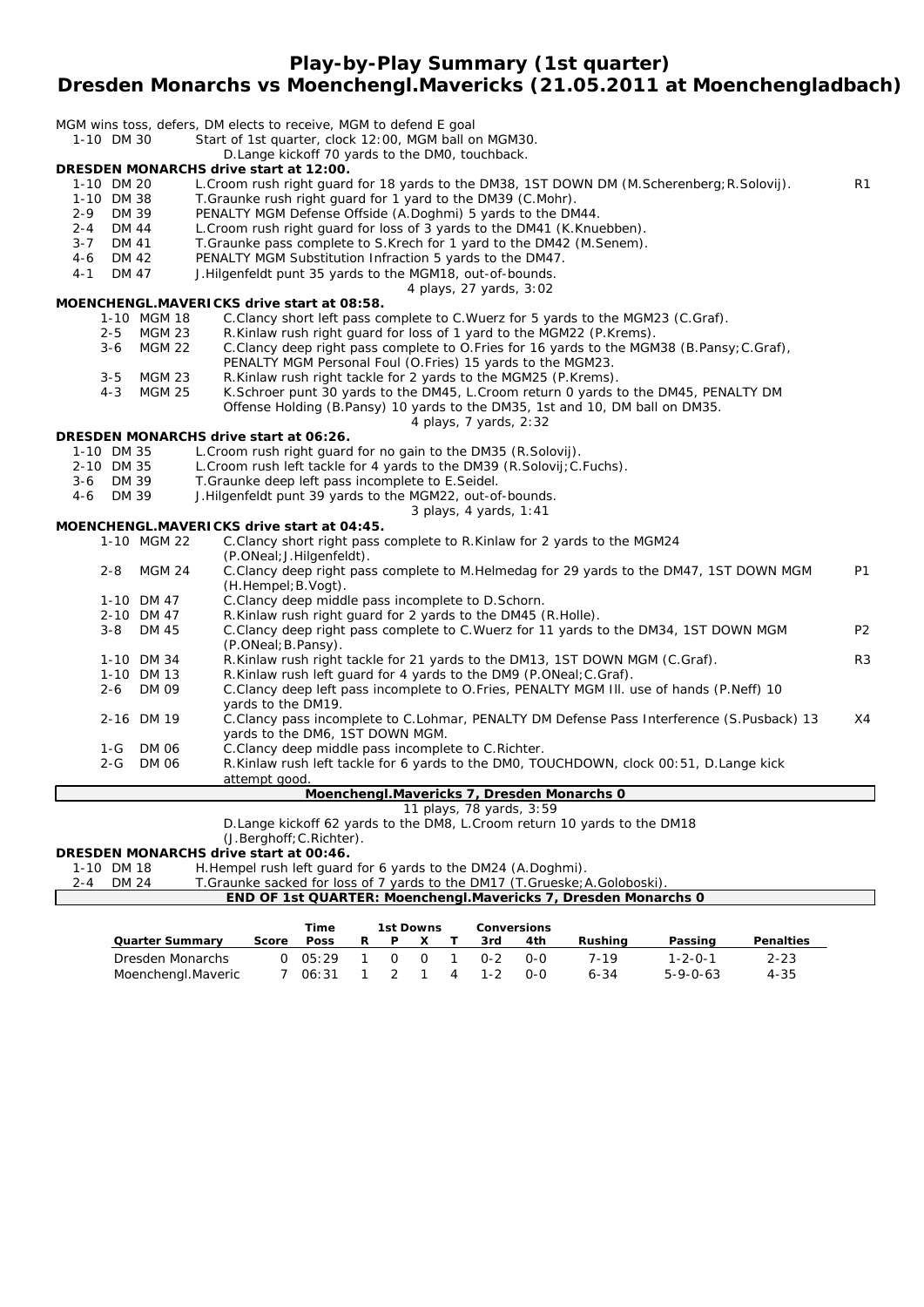# Play-by-Play Summary (1st quarter)
## Dresden Monarchs vs Moenchengl.Mavericks (21.05.2011 at Moenchengladbach)

MGM wins toss, defers, DM elects to receive, MGM to defend E goal

| Down | Spot | Play | |
|---|---|---|---|
| 1-10 | DM 30 | Start of 1st quarter, clock 12:00, MGM ball on MGM30. D.Lange kickoff 70 yards to the DM0, touchback. | |

**DRESDEN MONARCHS drive start at 12:00.**

| Down | Spot | Play | |
|---|---|---|---|
| 1-10 | DM 20 | L.Croom rush right guard for 18 yards to the DM38, 1ST DOWN DM (M.Scherenberg;R.Solovij). | R1 |
| 1-10 | DM 38 | T.Graunke rush right guard for 1 yard to the DM39 (C.Mohr). | |
| 2-9 | DM 39 | PENALTY MGM Defense Offside (A.Doghmi) 5 yards to the DM44. | |
| 2-4 | DM 44 | L.Croom rush right guard for loss of 3 yards to the DM41 (K.Knuebben). | |
| 3-7 | DM 41 | T.Graunke pass complete to S.Krech for 1 yard to the DM42 (M.Senem). | |
| 4-6 | DM 42 | PENALTY MGM Substitution Infraction 5 yards to the DM47. | |
| 4-1 | DM 47 | J.Hilgenfeldt punt 35 yards to the MGM18, out-of-bounds. | |

4 plays, 27 yards, 3:02

**MOENCHENGL.MAVERICKS drive start at 08:58.**

| Down | Spot | Play | |
|---|---|---|---|
| 1-10 | MGM 18 | C.Clancy short left pass complete to C.Wuerz for 5 yards to the MGM23 (C.Graf). | |
| 2-5 | MGM 23 | R.Kinlaw rush right guard for loss of 1 yard to the MGM22 (P.Krems). | |
| 3-6 | MGM 22 | C.Clancy deep right pass complete to O.Fries for 16 yards to the MGM38 (B.Pansy;C.Graf), PENALTY MGM Personal Foul (O.Fries) 15 yards to the MGM23. | |
| 3-5 | MGM 23 | R.Kinlaw rush right tackle for 2 yards to the MGM25 (P.Krems). | |
| 4-3 | MGM 25 | K.Schroer punt 30 yards to the DM45, L.Croom return 0 yards to the DM45, PENALTY DM Offense Holding (B.Pansy) 10 yards to the DM35, 1st and 10, DM ball on DM35. | |

4 plays, 7 yards, 2:32

**DRESDEN MONARCHS drive start at 06:26.**

| Down | Spot | Play | |
|---|---|---|---|
| 1-10 | DM 35 | L.Croom rush right guard for no gain to the DM35 (R.Solovij). | |
| 2-10 | DM 35 | L.Croom rush left tackle for 4 yards to the DM39 (R.Solovij;C.Fuchs). | |
| 3-6 | DM 39 | T.Graunke deep left pass incomplete to E.Seidel. | |
| 4-6 | DM 39 | J.Hilgenfeldt punt 39 yards to the MGM22, out-of-bounds. | |

3 plays, 4 yards, 1:41

**MOENCHENGL.MAVERICKS drive start at 04:45.**

| Down | Spot | Play | |
|---|---|---|---|
| 1-10 | MGM 22 | C.Clancy short right pass complete to R.Kinlaw for 2 yards to the MGM24 (P.ONeal;J.Hilgenfeldt). | |
| 2-8 | MGM 24 | C.Clancy deep right pass complete to M.Helmedag for 29 yards to the DM47, 1ST DOWN MGM (H.Hempel;B.Vogt). | P1 |
| 1-10 | DM 47 | C.Clancy deep middle pass incomplete to D.Schorn. | |
| 2-10 | DM 47 | R.Kinlaw rush right guard for 2 yards to the DM45 (R.Holle). | |
| 3-8 | DM 45 | C.Clancy deep right pass complete to C.Wuerz for 11 yards to the DM34, 1ST DOWN MGM (P.ONeal;B.Pansy). | P2 |
| 1-10 | DM 34 | R.Kinlaw rush right tackle for 21 yards to the DM13, 1ST DOWN MGM (C.Graf). | R3 |
| 1-10 | DM 13 | R.Kinlaw rush left guard for 4 yards to the DM9 (P.ONeal;C.Graf). | |
| 2-6 | DM 09 | C.Clancy deep left pass incomplete to O.Fries, PENALTY MGM Ill. use of hands (P.Neff) 10 yards to the DM19. | |
| 2-16 | DM 19 | C.Clancy pass incomplete to C.Lohmar, PENALTY DM Defense Pass Interference (S.Pusback) 13 yards to the DM6, 1ST DOWN MGM. | X4 |
| 1-G | DM 06 | C.Clancy deep middle pass incomplete to C.Richter. | |
| 2-G | DM 06 | R.Kinlaw rush left tackle for 6 yards to the DM0, TOUCHDOWN, clock 00:51, D.Lange kick attempt good. | |

**Moenchengl.Mavericks 7, Dresden Monarchs 0**

11 plays, 78 yards, 3:59

D.Lange kickoff 62 yards to the DM8, L.Croom return 10 yards to the DM18 (J.Berghoff;C.Richter).

**DRESDEN MONARCHS drive start at 00:46.**

| Down | Spot | Play | |
|---|---|---|---|
| 1-10 | DM 18 | H.Hempel rush left guard for 6 yards to the DM24 (A.Doghmi). | |
| 2-4 | DM 24 | T.Graunke sacked for loss of 7 yards to the DM17 (T.Grueske;A.Goloboski). | |

**END OF 1st QUARTER: Moenchengl.Mavericks 7, Dresden Monarchs 0**

| Quarter Summary | Score | Time Poss | 1st Downs R | P | X | T | Conversions 3rd | 4th | Rushing | Passing | Penalties |
|---|---|---|---|---|---|---|---|---|---|---|---|
| Dresden Monarchs | 0 | 05:29 | 1 | 0 | 0 | 1 | 0-2 | 0-0 | 7-19 | 1-2-0-1 | 2-23 |
| Moenchengl.Maveric | 7 | 06:31 | 1 | 2 | 1 | 4 | 1-2 | 0-0 | 6-34 | 5-9-0-63 | 4-35 |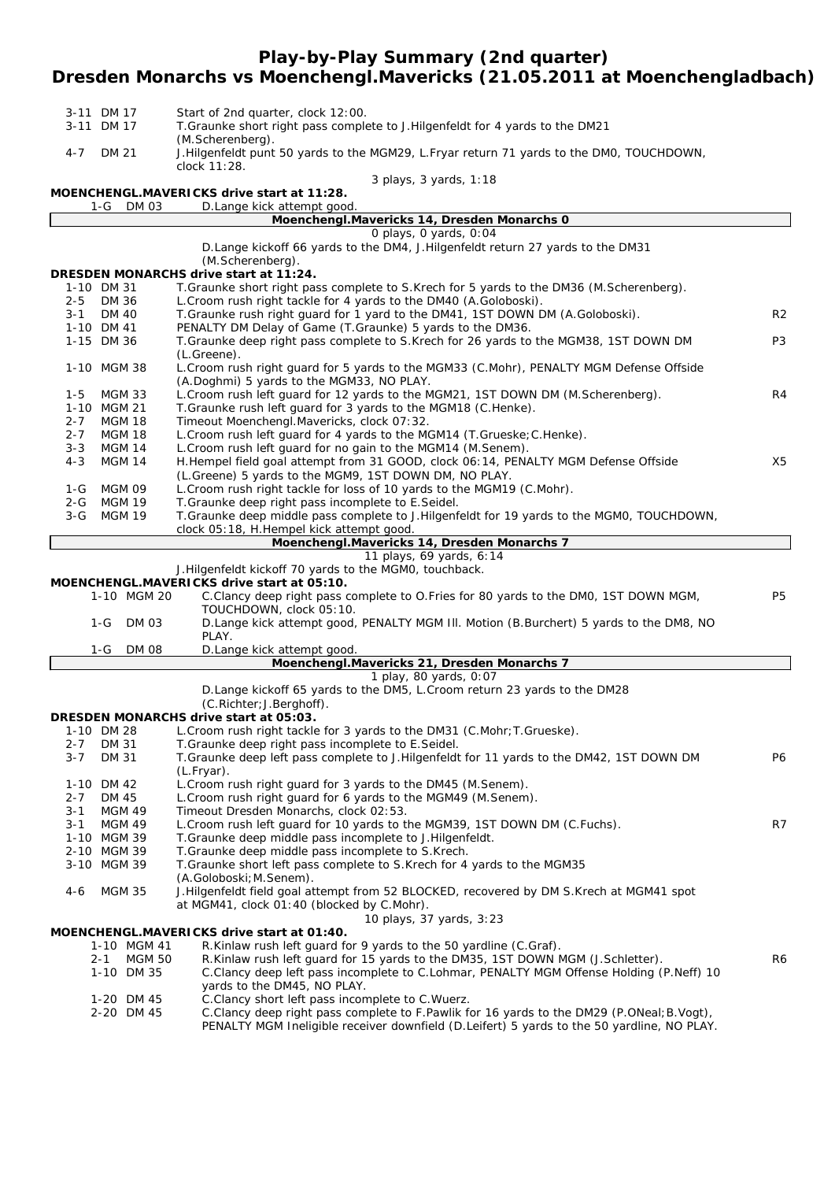# Play-by-Play Summary (2nd quarter)
## Dresden Monarchs vs Moenchengl.Mavericks (21.05.2011 at Moenchengladbach)

| Down | Spot | Play | |
|---|---|---|---|
| 3-11 | DM 17 | Start of 2nd quarter, clock 12:00. | |
| 3-11 | DM 17 | T.Graunke short right pass complete to J.Hilgenfeldt for 4 yards to the DM21 (M.Scherenberg). | |
| 4-7 | DM 21 | J.Hilgenfeldt punt 50 yards to the MGM29, L.Fryar return 71 yards to the DM0, TOUCHDOWN, clock 11:28. | |
| | | 3 plays, 3 yards, 1:18 | |

**MOENCHENGL.MAVERICKS drive start at 11:28.**

| Down | Spot | Play | |
|---|---|---|---|
| 1-G | DM 03 | D.Lange kick attempt good. | |
| | | **Moenchengl.Mavericks 14, Dresden Monarchs 0** | |
| | | 0 plays, 0 yards, 0:04 | |
| | | D.Lange kickoff 66 yards to the DM4, J.Hilgenfeldt return 27 yards to the DM31 (M.Scherenberg). | |

**DRESDEN MONARCHS drive start at 11:24.**

| Down | Spot | Play | |
|---|---|---|---|
| 1-10 | DM 31 | T.Graunke short right pass complete to S.Krech for 5 yards to the DM36 (M.Scherenberg). | |
| 2-5 | DM 36 | L.Croom rush right tackle for 4 yards to the DM40 (A.Goloboski). | |
| 3-1 | DM 40 | T.Graunke rush right guard for 1 yard to the DM41, 1ST DOWN DM (A.Goloboski). | R2 |
| 1-10 | DM 41 | PENALTY DM Delay of Game (T.Graunke) 5 yards to the DM36. | |
| 1-15 | DM 36 | T.Graunke deep right pass complete to S.Krech for 26 yards to the MGM38, 1ST DOWN DM (L.Greene). | P3 |
| 1-10 | MGM 38 | L.Croom rush right guard for 5 yards to the MGM33 (C.Mohr), PENALTY MGM Defense Offside (A.Doghmi) 5 yards to the MGM33, NO PLAY. | |
| 1-5 | MGM 33 | L.Croom rush left guard for 12 yards to the MGM21, 1ST DOWN DM (M.Scherenberg). | R4 |
| 1-10 | MGM 21 | T.Graunke rush left guard for 3 yards to the MGM18 (C.Henke). | |
| 2-7 | MGM 18 | Timeout Moenchengl.Mavericks, clock 07:32. | |
| 2-7 | MGM 18 | L.Croom rush left guard for 4 yards to the MGM14 (T.Grueske;C.Henke). | |
| 3-3 | MGM 14 | L.Croom rush left guard for no gain to the MGM14 (M.Senem). | |
| 4-3 | MGM 14 | H.Hempel field goal attempt from 31 GOOD, clock 06:14, PENALTY MGM Defense Offside (L.Greene) 5 yards to the MGM9, 1ST DOWN DM, NO PLAY. | X5 |
| 1-G | MGM 09 | L.Croom rush right tackle for loss of 10 yards to the MGM19 (C.Mohr). | |
| 2-G | MGM 19 | T.Graunke deep right pass incomplete to E.Seidel. | |
| 3-G | MGM 19 | T.Graunke deep middle pass complete to J.Hilgenfeldt for 19 yards to the MGM0, TOUCHDOWN, clock 05:18, H.Hempel kick attempt good. | |
| | | **Moenchengl.Mavericks 14, Dresden Monarchs 7** | |
| | | 11 plays, 69 yards, 6:14 | |
| | | J.Hilgenfeldt kickoff 70 yards to the MGM0, touchback. | |

**MOENCHENGL.MAVERICKS drive start at 05:10.**

| Down | Spot | Play | |
|---|---|---|---|
| 1-10 | MGM 20 | C.Clancy deep right pass complete to O.Fries for 80 yards to the DM0, 1ST DOWN MGM, TOUCHDOWN, clock 05:10. | P5 |
| 1-G | DM 03 | D.Lange kick attempt good, PENALTY MGM Ill. Motion (B.Burchert) 5 yards to the DM8, NO PLAY. | |
| 1-G | DM 08 | D.Lange kick attempt good. | |
| | | **Moenchengl.Mavericks 21, Dresden Monarchs 7** | |
| | | 1 play, 80 yards, 0:07 | |
| | | D.Lange kickoff 65 yards to the DM5, L.Croom return 23 yards to the DM28 (C.Richter;J.Berghoff). | |

**DRESDEN MONARCHS drive start at 05:03.**

| Down | Spot | Play | |
|---|---|---|---|
| 1-10 | DM 28 | L.Croom rush right tackle for 3 yards to the DM31 (C.Mohr;T.Grueske). | |
| 2-7 | DM 31 | T.Graunke deep right pass incomplete to E.Seidel. | |
| 3-7 | DM 31 | T.Graunke deep left pass complete to J.Hilgenfeldt for 11 yards to the DM42, 1ST DOWN DM (L.Fryar). | P6 |
| 1-10 | DM 42 | L.Croom rush right guard for 3 yards to the DM45 (M.Senem). | |
| 2-7 | DM 45 | L.Croom rush right guard for 6 yards to the MGM49 (M.Senem). | |
| 3-1 | MGM 49 | Timeout Dresden Monarchs, clock 02:53. | |
| 3-1 | MGM 49 | L.Croom rush left guard for 10 yards to the MGM39, 1ST DOWN DM (C.Fuchs). | R7 |
| 1-10 | MGM 39 | T.Graunke deep middle pass incomplete to J.Hilgenfeldt. | |
| 2-10 | MGM 39 | T.Graunke deep middle pass incomplete to S.Krech. | |
| 3-10 | MGM 39 | T.Graunke short left pass complete to S.Krech for 4 yards to the MGM35 (A.Goloboski;M.Senem). | |
| 4-6 | MGM 35 | J.Hilgenfeldt field goal attempt from 52 BLOCKED, recovered by DM S.Krech at MGM41 spot at MGM41, clock 01:40 (blocked by C.Mohr). | |
| | | 10 plays, 37 yards, 3:23 | |

**MOENCHENGL.MAVERICKS drive start at 01:40.**

| Down | Spot | Play | |
|---|---|---|---|
| 1-10 | MGM 41 | R.Kinlaw rush left guard for 9 yards to the 50 yardline (C.Graf). | |
| 2-1 | MGM 50 | R.Kinlaw rush left guard for 15 yards to the DM35, 1ST DOWN MGM (J.Schletter). | R6 |
| 1-10 | DM 35 | C.Clancy deep left pass incomplete to C.Lohmar, PENALTY MGM Offense Holding (P.Neff) 10 yards to the DM45, NO PLAY. | |
| 1-20 | DM 45 | C.Clancy short left pass incomplete to C.Wuerz. | |
| 2-20 | DM 45 | C.Clancy deep right pass complete to F.Pawlik for 16 yards to the DM29 (P.ONeal;B.Vogt), PENALTY MGM Ineligible receiver downfield (D.Leifert) 5 yards to the 50 yardline, NO PLAY. | |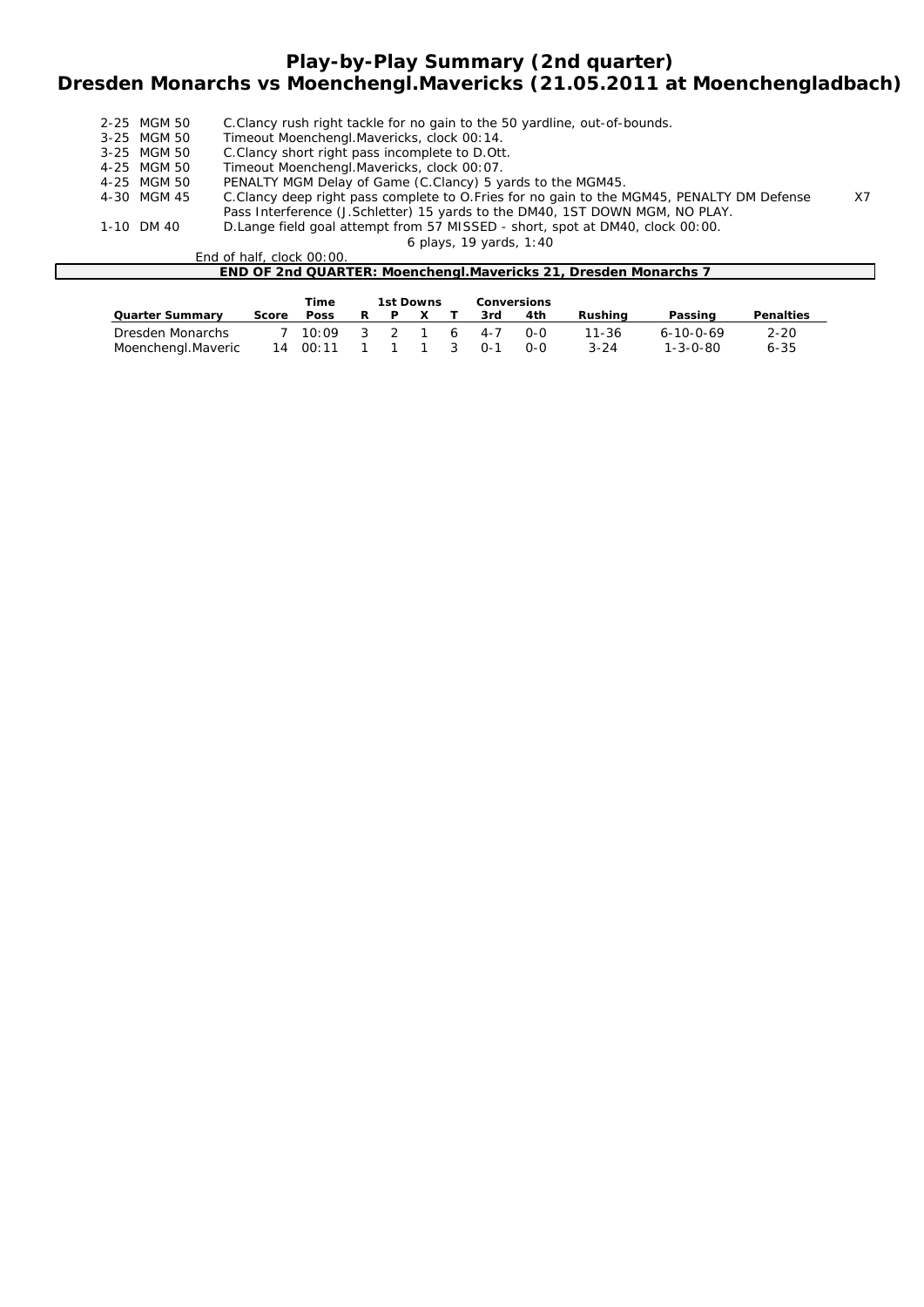# Play-by-Play Summary (2nd quarter)
## Dresden Monarchs vs Moenchengl.Mavericks (21.05.2011 at Moenchengladbach)

| | | |
|---|---|---|
| 2-25 MGM 50 | C.Clancy rush right tackle for no gain to the 50 yardline, out-of-bounds. | |
| 3-25 MGM 50 | Timeout Moenchengl.Mavericks, clock 00:14. | |
| 3-25 MGM 50 | C.Clancy short right pass incomplete to D.Ott. | |
| 4-25 MGM 50 | Timeout Moenchengl.Mavericks, clock 00:07. | |
| 4-25 MGM 50 | PENALTY MGM Delay of Game (C.Clancy) 5 yards to the MGM45. | |
| 4-30 MGM 45 | C.Clancy deep right pass complete to O.Fries for no gain to the MGM45, PENALTY DM Defense Pass Interference (J.Schletter) 15 yards to the DM40, 1ST DOWN MGM, NO PLAY. | X7 |
| 1-10 DM 40 | D.Lange field goal attempt from 57 MISSED - short, spot at DM40, clock 00:00. | |
| | 6 plays, 19 yards, 1:40 | |

End of half, clock 00:00.

**END OF 2nd QUARTER: Moenchengl.Mavericks 21, Dresden Monarchs 7**

| Quarter Summary | Score | Time Poss | 1st Downs R | P | X | T | Conversions 3rd | 4th | Rushing | Passing | Penalties |
|---|---|---|---|---|---|---|---|---|---|---|---|
| Dresden Monarchs | 7 | 10:09 | 3 | 2 | 1 | 6 | 4-7 | 0-0 | 11-36 | 6-10-0-69 | 2-20 |
| Moenchengl.Maveric | 14 | 00:11 | 1 | 1 | 1 | 3 | 0-1 | 0-0 | 3-24 | 1-3-0-80 | 6-35 |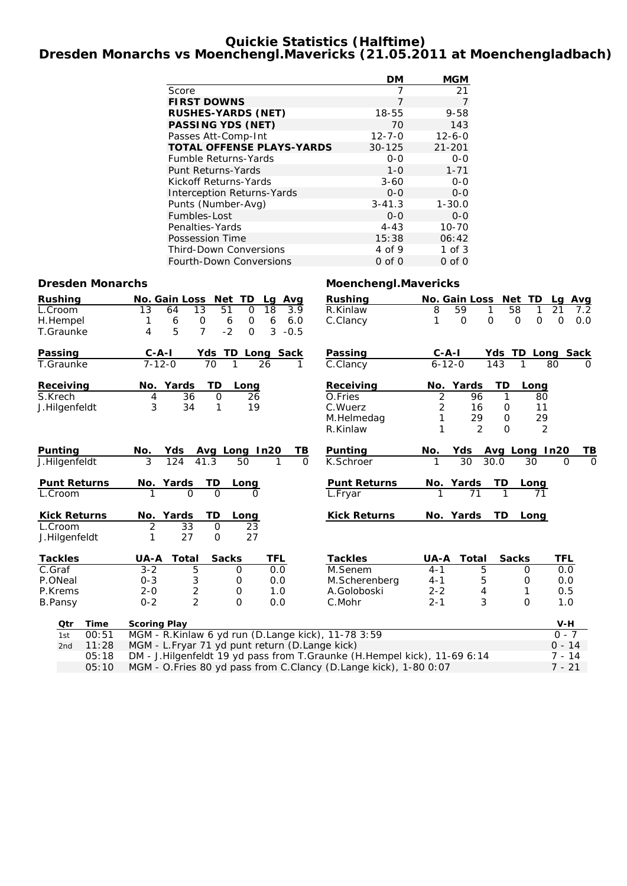# Quickie Statistics (Halftime)
# Dresden Monarchs vs Moenchengl.Mavericks (21.05.2011 at Moenchengladbach)

| | DM | MGM |
|---|---|---|
| Score | 7 | 21 |
| **FIRST DOWNS** | 7 | 7 |
| **RUSHES-YARDS (NET)** | 18-55 | 9-58 |
| **PASSING YDS (NET)** | 70 | 143 |
| Passes Att-Comp-Int | 12-7-0 | 12-6-0 |
| **TOTAL OFFENSE PLAYS-YARDS** | 30-125 | 21-201 |
| Fumble Returns-Yards | 0-0 | 0-0 |
| Punt Returns-Yards | 1-0 | 1-71 |
| Kickoff Returns-Yards | 3-60 | 0-0 |
| Interception Returns-Yards | 0-0 | 0-0 |
| Punts (Number-Avg) | 3-41.3 | 1-30.0 |
| Fumbles-Lost | 0-0 | 0-0 |
| Penalties-Yards | 4-43 | 10-70 |
| Possession Time | 15:38 | 06:42 |
| Third-Down Conversions | 4 of 9 | 1 of 3 |
| Fourth-Down Conversions | 0 of 0 | 0 of 0 |

## Dresden Monarchs

| Rushing | No. | Gain | Loss | Net | TD | Lg | Avg |
|---|---|---|---|---|---|---|---|
| L.Croom | 13 | 64 | 13 | 51 | 0 | 18 | 3.9 |
| H.Hempel | 1 | 6 | 0 | 6 | 0 | 6 | 6.0 |
| T.Graunke | 4 | 5 | 7 | -2 | 0 | 3 | -0.5 |

| Passing | C-A-I | Yds | TD | Long | Sack |
|---|---|---|---|---|---|
| T.Graunke | 7-12-0 | 70 | 1 | 26 | 1 |

| Receiving | No. | Yards | TD | Long |
|---|---|---|---|---|
| S.Krech | 4 | 36 | 0 | 26 |
| J.Hilgenfeldt | 3 | 34 | 1 | 19 |

| Punting | No. | Yds | Avg | Long | In20 | TB |
|---|---|---|---|---|---|---|
| J.Hilgenfeldt | 3 | 124 | 41.3 | 50 | 1 | 0 |

| Punt Returns | No. | Yards | TD | Long |
|---|---|---|---|---|
| L.Croom | 1 | 0 | 0 | 0 |

| Kick Returns | No. | Yards | TD | Long |
|---|---|---|---|---|
| L.Croom | 2 | 33 | 0 | 23 |
| J.Hilgenfeldt | 1 | 27 | 0 | 27 |

| Tackles | UA-A | Total | Sacks | TFL |
|---|---|---|---|---|
| C.Graf | 3-2 | 5 | 0 | 0.0 |
| P.ONeal | 0-3 | 3 | 0 | 0.0 |
| P.Krems | 2-0 | 2 | 0 | 1.0 |
| B.Pansy | 0-2 | 2 | 0 | 0.0 |

## Moenchengl.Mavericks

| Rushing | No. | Gain | Loss | Net | TD | Lg | Avg |
|---|---|---|---|---|---|---|---|
| R.Kinlaw | 8 | 59 | 1 | 58 | 1 | 21 | 7.2 |
| C.Clancy | 1 | 0 | 0 | 0 | 0 | 0 | 0.0 |

| Passing | C-A-I | Yds | TD | Long | Sack |
|---|---|---|---|---|---|
| C.Clancy | 6-12-0 | 143 | 1 | 80 | 0 |

| Receiving | No. | Yards | TD | Long |
|---|---|---|---|---|
| O.Fries | 2 | 96 | 1 | 80 |
| C.Wuerz | 2 | 16 | 0 | 11 |
| M.Helmedag | 1 | 29 | 0 | 29 |
| R.Kinlaw | 1 | 2 | 0 | 2 |

| Punting | No. | Yds | Avg | Long | In20 | TB |
|---|---|---|---|---|---|---|
| K.Schroer | 1 | 30 | 30.0 | 30 | 0 | 0 |

| Punt Returns | No. | Yards | TD | Long |
|---|---|---|---|---|
| L.Fryar | 1 | 71 | 1 | 71 |

| Kick Returns | No. | Yards | TD | Long |
|---|---|---|---|---|

| Tackles | UA-A | Total | Sacks | TFL |
|---|---|---|---|---|
| M.Senem | 4-1 | 5 | 0 | 0.0 |
| M.Scherenberg | 4-1 | 5 | 0 | 0.0 |
| A.Goloboski | 2-2 | 4 | 1 | 0.5 |
| C.Mohr | 2-1 | 3 | 0 | 1.0 |

## Scoring

| Qtr | Time | Scoring Play | V-H |
|---|---|---|---|
| 1st | 00:51 | MGM - R.Kinlaw 6 yd run (D.Lange kick), 11-78 3:59 | 0 - 7 |
| 2nd | 11:28 | MGM - L.Fryar 71 yd punt return (D.Lange kick) | 0 - 14 |
| | 05:18 | DM - J.Hilgenfeldt 19 yd pass from T.Graunke (H.Hempel kick), 11-69 6:14 | 7 - 14 |
| | 05:10 | MGM - O.Fries 80 yd pass from C.Clancy (D.Lange kick), 1-80 0:07 | 7 - 21 |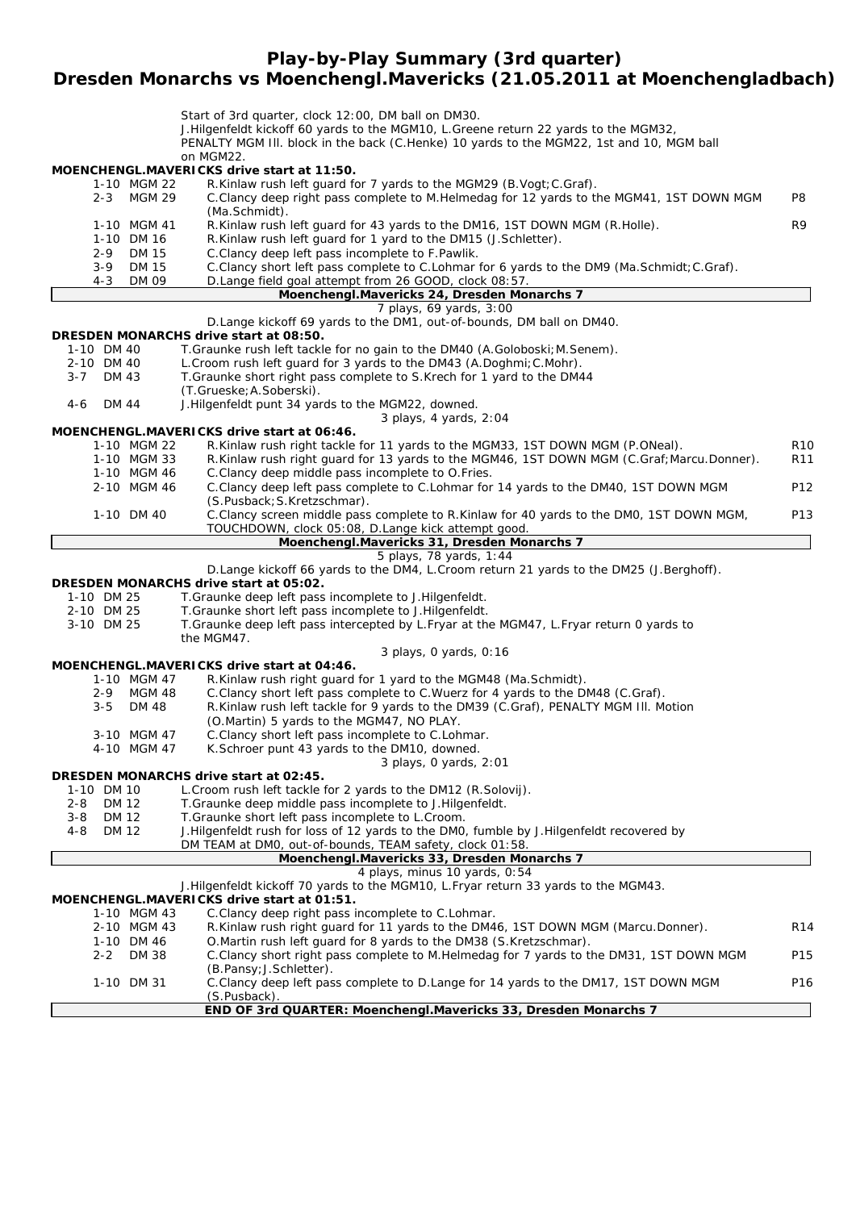# Play-by-Play Summary (3rd quarter)
## Dresden Monarchs vs Moenchengl.Mavericks (21.05.2011 at Moenchengladbach)

Start of 3rd quarter, clock 12:00, DM ball on DM30.
J.Hilgenfeldt kickoff 60 yards to the MGM10, L.Greene return 22 yards to the MGM32, PENALTY MGM Ill. block in the back (C.Henke) 10 yards to the MGM22, 1st and 10, MGM ball on MGM22.

**MOENCHENGL.MAVERICKS drive start at 11:50.**

| Down | Spot | Play | |
|---|---|---|---|
| 1-10 | MGM 22 | R.Kinlaw rush left guard for 7 yards to the MGM29 (B.Vogt;C.Graf). | |
| 2-3 | MGM 29 | C.Clancy deep right pass complete to M.Helmedag for 12 yards to the MGM41, 1ST DOWN MGM (Ma.Schmidt). | P8 |
| 1-10 | MGM 41 | R.Kinlaw rush left guard for 43 yards to the DM16, 1ST DOWN MGM (R.Holle). | R9 |
| 1-10 | DM 16 | R.Kinlaw rush left guard for 1 yard to the DM15 (J.Schletter). | |
| 2-9 | DM 15 | C.Clancy deep left pass incomplete to F.Pawlik. | |
| 3-9 | DM 15 | C.Clancy short left pass complete to C.Lohmar for 6 yards to the DM9 (Ma.Schmidt;C.Graf). | |
| 4-3 | DM 09 | D.Lange field goal attempt from 26 GOOD, clock 08:57. | |

**Moenchengl.Mavericks 24, Dresden Monarchs 7**

7 plays, 69 yards, 3:00

D.Lange kickoff 69 yards to the DM1, out-of-bounds, DM ball on DM40.

**DRESDEN MONARCHS drive start at 08:50.**

| Down | Spot | Play |
|---|---|---|
| 1-10 | DM 40 | T.Graunke rush left tackle for no gain to the DM40 (A.Goloboski;M.Senem). |
| 2-10 | DM 40 | L.Croom rush left guard for 3 yards to the DM43 (A.Doghmi;C.Mohr). |
| 3-7 | DM 43 | T.Graunke short right pass complete to S.Krech for 1 yard to the DM44 (T.Grueske;A.Soberski). |
| 4-6 | DM 44 | J.Hilgenfeldt punt 34 yards to the MGM22, downed. |

3 plays, 4 yards, 2:04

**MOENCHENGL.MAVERICKS drive start at 06:46.**

| Down | Spot | Play | |
|---|---|---|---|
| 1-10 | MGM 22 | R.Kinlaw rush right tackle for 11 yards to the MGM33, 1ST DOWN MGM (P.ONeal). | R10 |
| 1-10 | MGM 33 | R.Kinlaw rush right guard for 13 yards to the MGM46, 1ST DOWN MGM (C.Graf;Marcu.Donner). | R11 |
| 1-10 | MGM 46 | C.Clancy deep middle pass incomplete to O.Fries. | |
| 2-10 | MGM 46 | C.Clancy deep left pass complete to C.Lohmar for 14 yards to the DM40, 1ST DOWN MGM (S.Pusback;S.Kretzschmar). | P12 |
| 1-10 | DM 40 | C.Clancy screen middle pass complete to R.Kinlaw for 40 yards to the DM0, 1ST DOWN MGM, TOUCHDOWN, clock 05:08, D.Lange kick attempt good. | P13 |

**Moenchengl.Mavericks 31, Dresden Monarchs 7**

5 plays, 78 yards, 1:44

D.Lange kickoff 66 yards to the DM4, L.Croom return 21 yards to the DM25 (J.Berghoff).

**DRESDEN MONARCHS drive start at 05:02.**

| Down | Spot | Play |
|---|---|---|
| 1-10 | DM 25 | T.Graunke deep left pass incomplete to J.Hilgenfeldt. |
| 2-10 | DM 25 | T.Graunke short left pass incomplete to J.Hilgenfeldt. |
| 3-10 | DM 25 | T.Graunke deep left pass intercepted by L.Fryar at the MGM47, L.Fryar return 0 yards to the MGM47. |

3 plays, 0 yards, 0:16

**MOENCHENGL.MAVERICKS drive start at 04:46.**

| Down | Spot | Play |
|---|---|---|
| 1-10 | MGM 47 | R.Kinlaw rush right guard for 1 yard to the MGM48 (Ma.Schmidt). |
| 2-9 | MGM 48 | C.Clancy short left pass complete to C.Wuerz for 4 yards to the DM48 (C.Graf). |
| 3-5 | DM 48 | R.Kinlaw rush left tackle for 9 yards to the DM39 (C.Graf), PENALTY MGM Ill. Motion (O.Martin) 5 yards to the MGM47, NO PLAY. |
| 3-10 | MGM 47 | C.Clancy short left pass incomplete to C.Lohmar. |
| 4-10 | MGM 47 | K.Schroer punt 43 yards to the DM10, downed. |

3 plays, 0 yards, 2:01

**DRESDEN MONARCHS drive start at 02:45.**

| Down | Spot | Play |
|---|---|---|
| 1-10 | DM 10 | L.Croom rush left tackle for 2 yards to the DM12 (R.Solovij). |
| 2-8 | DM 12 | T.Graunke deep middle pass incomplete to J.Hilgenfeldt. |
| 3-8 | DM 12 | T.Graunke short left pass incomplete to L.Croom. |
| 4-8 | DM 12 | J.Hilgenfeldt rush for loss of 12 yards to the DM0, fumble by J.Hilgenfeldt recovered by DM TEAM at DM0, out-of-bounds, TEAM safety, clock 01:58. |

**Moenchengl.Mavericks 33, Dresden Monarchs 7**

4 plays, minus 10 yards, 0:54

J.Hilgenfeldt kickoff 70 yards to the MGM10, L.Fryar return 33 yards to the MGM43.

**MOENCHENGL.MAVERICKS drive start at 01:51.**

| Down | Spot | Play | |
|---|---|---|---|
| 1-10 | MGM 43 | C.Clancy deep right pass incomplete to C.Lohmar. | |
| 2-10 | MGM 43 | R.Kinlaw rush right guard for 11 yards to the DM46, 1ST DOWN MGM (Marcu.Donner). | R14 |
| 1-10 | DM 46 | O.Martin rush left guard for 8 yards to the DM38 (S.Kretzschmar). | |
| 2-2 | DM 38 | C.Clancy short right pass complete to M.Helmedag for 7 yards to the DM31, 1ST DOWN MGM (B.Pansy;J.Schletter). | P15 |
| 1-10 | DM 31 | C.Clancy deep left pass complete to D.Lange for 14 yards to the DM17, 1ST DOWN MGM (S.Pusback). | P16 |

**END OF 3rd QUARTER: Moenchengl.Mavericks 33, Dresden Monarchs 7**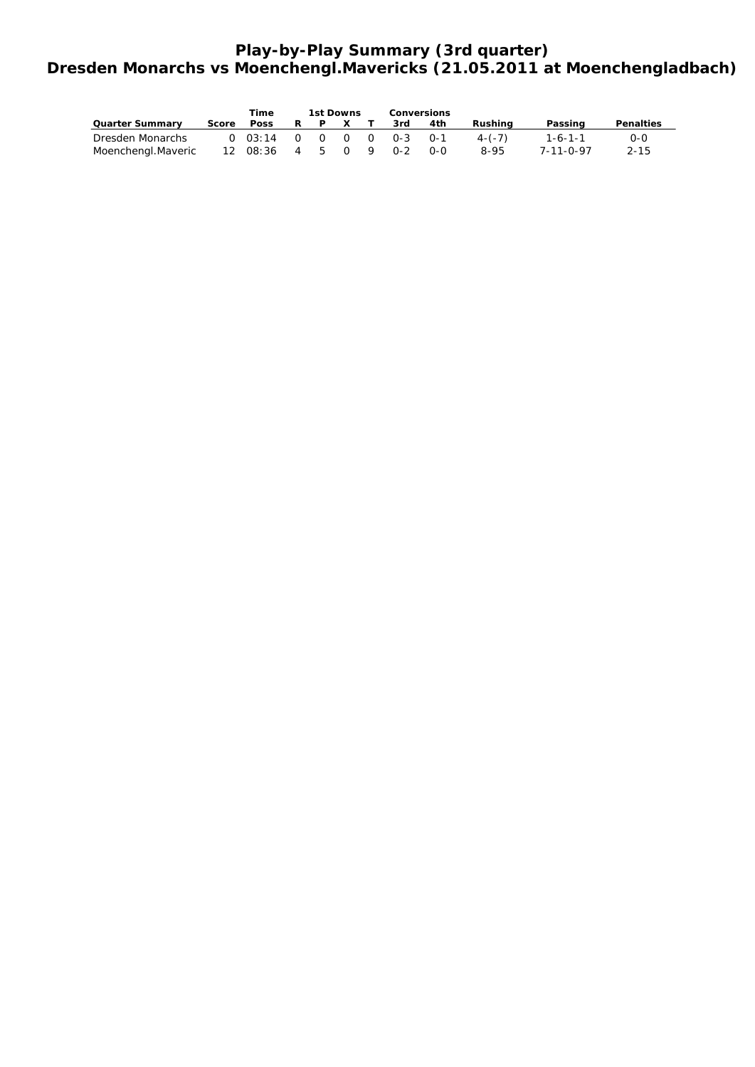# Play-by-Play Summary (3rd quarter)
## Dresden Monarchs vs Moenchengl.Mavericks (21.05.2011 at Moenchengladbach)

| Quarter Summary | Score | Time Poss | 1st Downs R | P | X | T | Conversions 3rd | 4th | Rushing | Passing | Penalties |
|---|---|---|---|---|---|---|---|---|---|---|---|
| Dresden Monarchs | 0 | 03:14 | 0 | 0 | 0 | 0 | 0-3 | 0-1 | 4-(-7) | 1-6-1-1 | 0-0 |
| Moenchengl.Maveric | 12 | 08:36 | 4 | 5 | 0 | 9 | 0-2 | 0-0 | 8-95 | 7-11-0-97 | 2-15 |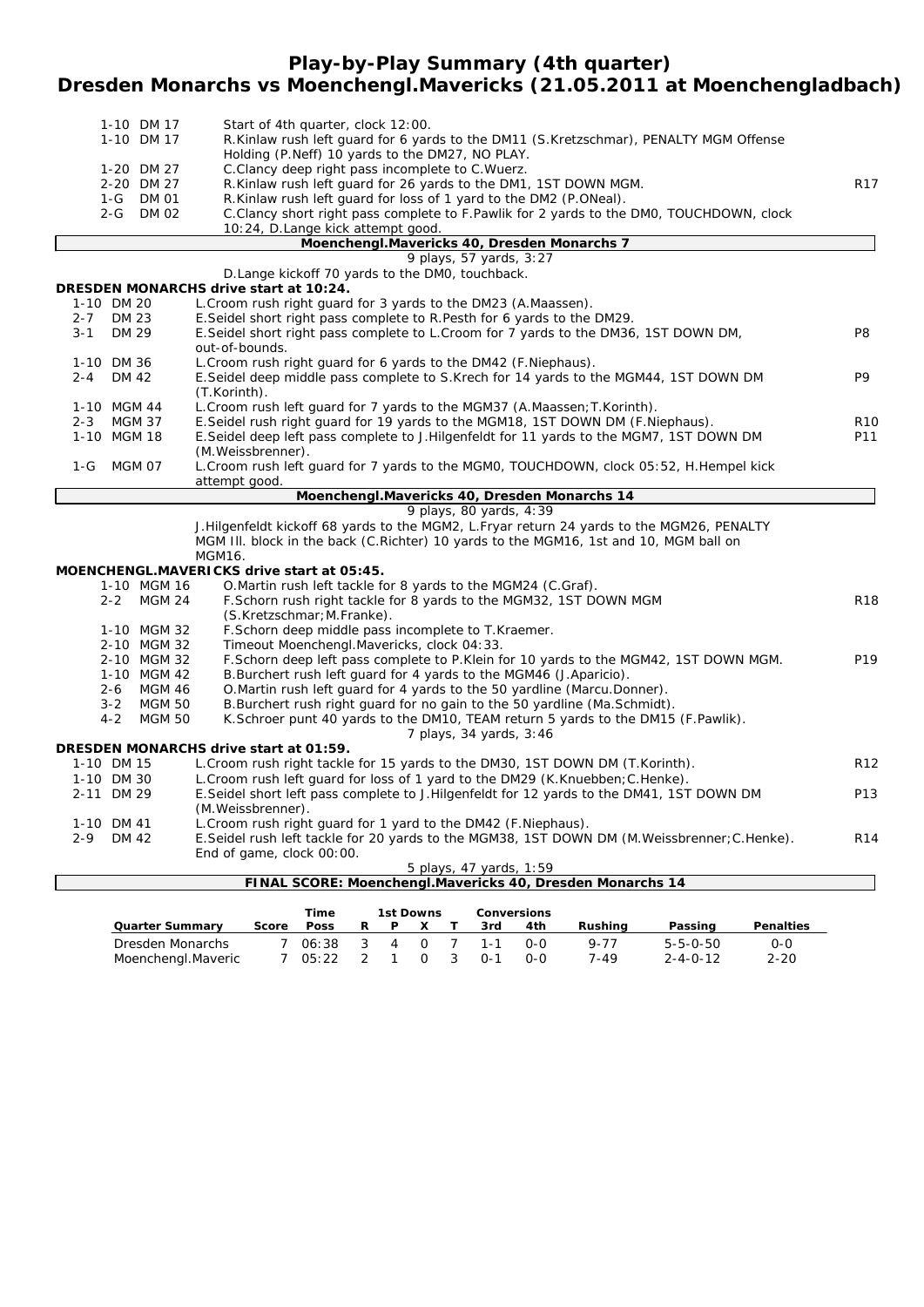# Play-by-Play Summary (4th quarter)
# Dresden Monarchs vs Moenchengl.Mavericks (21.05.2011 at Moenchengladbach)

| Down | Play | |
|---|---|---|
| 1-10 DM 17 | Start of 4th quarter, clock 12:00. | |
| 1-10 DM 17 | R.Kinlaw rush left guard for 6 yards to the DM11 (S.Kretzschmar), PENALTY MGM Offense Holding (P.Neff) 10 yards to the DM27, NO PLAY. | |
| 1-20 DM 27 | C.Clancy deep right pass incomplete to C.Wuerz. | |
| 2-20 DM 27 | R.Kinlaw rush left guard for 26 yards to the DM1, 1ST DOWN MGM. | R17 |
| 1-G DM 01 | R.Kinlaw rush left guard for loss of 1 yard to the DM2 (P.ONeal). | |
| 2-G DM 02 | C.Clancy short right pass complete to F.Pawlik for 2 yards to the DM0, TOUCHDOWN, clock 10:24, D.Lange kick attempt good. | |

**Moenchengl.Mavericks 40, Dresden Monarchs 7**

9 plays, 57 yards, 3:27

D.Lange kickoff 70 yards to the DM0, touchback.

**DRESDEN MONARCHS drive start at 10:24.**

| Down | Play | |
|---|---|---|
| 1-10 DM 20 | L.Croom rush right guard for 3 yards to the DM23 (A.Maassen). | |
| 2-7 DM 23 | E.Seidel short right pass complete to R.Pesth for 6 yards to the DM29. | |
| 3-1 DM 29 | E.Seidel short right pass complete to L.Croom for 7 yards to the DM36, 1ST DOWN DM, out-of-bounds. | P8 |
| 1-10 DM 36 | L.Croom rush right guard for 6 yards to the DM42 (F.Niephaus). | |
| 2-4 DM 42 | E.Seidel deep middle pass complete to S.Krech for 14 yards to the MGM44, 1ST DOWN DM (T.Korinth). | P9 |
| 1-10 MGM 44 | L.Croom rush left guard for 7 yards to the MGM37 (A.Maassen;T.Korinth). | |
| 2-3 MGM 37 | E.Seidel rush right guard for 19 yards to the MGM18, 1ST DOWN DM (F.Niephaus). | R10 |
| 1-10 MGM 18 | E.Seidel deep left pass complete to J.Hilgenfeldt for 11 yards to the MGM7, 1ST DOWN DM (M.Weissbrenner). | P11 |
| 1-G MGM 07 | L.Croom rush left guard for 7 yards to the MGM0, TOUCHDOWN, clock 05:52, H.Hempel kick attempt good. | |

**Moenchengl.Mavericks 40, Dresden Monarchs 14**

9 plays, 80 yards, 4:39

J.Hilgenfeldt kickoff 68 yards to the MGM2, L.Fryar return 24 yards to the MGM26, PENALTY MGM Ill. block in the back (C.Richter) 10 yards to the MGM16, 1st and 10, MGM ball on MGM16.

**MOENCHENGL.MAVERICKS drive start at 05:45.**

| Down | Play | |
|---|---|---|
| 1-10 MGM 16 | O.Martin rush left tackle for 8 yards to the MGM24 (C.Graf). | |
| 2-2 MGM 24 | F.Schorn rush right tackle for 8 yards to the MGM32, 1ST DOWN MGM (S.Kretzschmar;M.Franke). | R18 |
| 1-10 MGM 32 | F.Schorn deep middle pass incomplete to T.Kraemer. | |
| 2-10 MGM 32 | Timeout Moenchengl.Mavericks, clock 04:33. | |
| 2-10 MGM 32 | F.Schorn deep left pass complete to P.Klein for 10 yards to the MGM42, 1ST DOWN MGM. | P19 |
| 1-10 MGM 42 | B.Burchert rush left guard for 4 yards to the MGM46 (J.Aparicio). | |
| 2-6 MGM 46 | O.Martin rush left guard for 4 yards to the 50 yardline (Marcu.Donner). | |
| 3-2 MGM 50 | B.Burchert rush right guard for no gain to the 50 yardline (Ma.Schmidt). | |
| 4-2 MGM 50 | K.Schroer punt 40 yards to the DM10, TEAM return 5 yards to the DM15 (F.Pawlik). | |

7 plays, 34 yards, 3:46

**DRESDEN MONARCHS drive start at 01:59.**

| Down | Play | |
|---|---|---|
| 1-10 DM 15 | L.Croom rush right tackle for 15 yards to the DM30, 1ST DOWN DM (T.Korinth). | R12 |
| 1-10 DM 30 | L.Croom rush left guard for loss of 1 yard to the DM29 (K.Knuebben;C.Henke). | |
| 2-11 DM 29 | E.Seidel short left pass complete to J.Hilgenfeldt for 12 yards to the DM41, 1ST DOWN DM (M.Weissbrenner). | P13 |
| 1-10 DM 41 | L.Croom rush right guard for 1 yard to the DM42 (F.Niephaus). | |
| 2-9 DM 42 | E.Seidel rush left tackle for 20 yards to the MGM38, 1ST DOWN DM (M.Weissbrenner;C.Henke). End of game, clock 00:00. | R14 |

5 plays, 47 yards, 1:59

**FINAL SCORE: Moenchengl.Mavericks 40, Dresden Monarchs 14**

| Quarter Summary | Score | Time Poss | 1st Downs R | P | X | T | Conversions 3rd | 4th | Rushing | Passing | Penalties |
|---|---|---|---|---|---|---|---|---|---|---|---|
| Dresden Monarchs | 7 | 06:38 | 3 | 4 | 0 | 7 | 1-1 | 0-0 | 9-77 | 5-5-0-50 | 0-0 |
| Moenchengl.Maveric | 7 | 05:22 | 2 | 1 | 0 | 3 | 0-1 | 0-0 | 7-49 | 2-4-0-12 | 2-20 |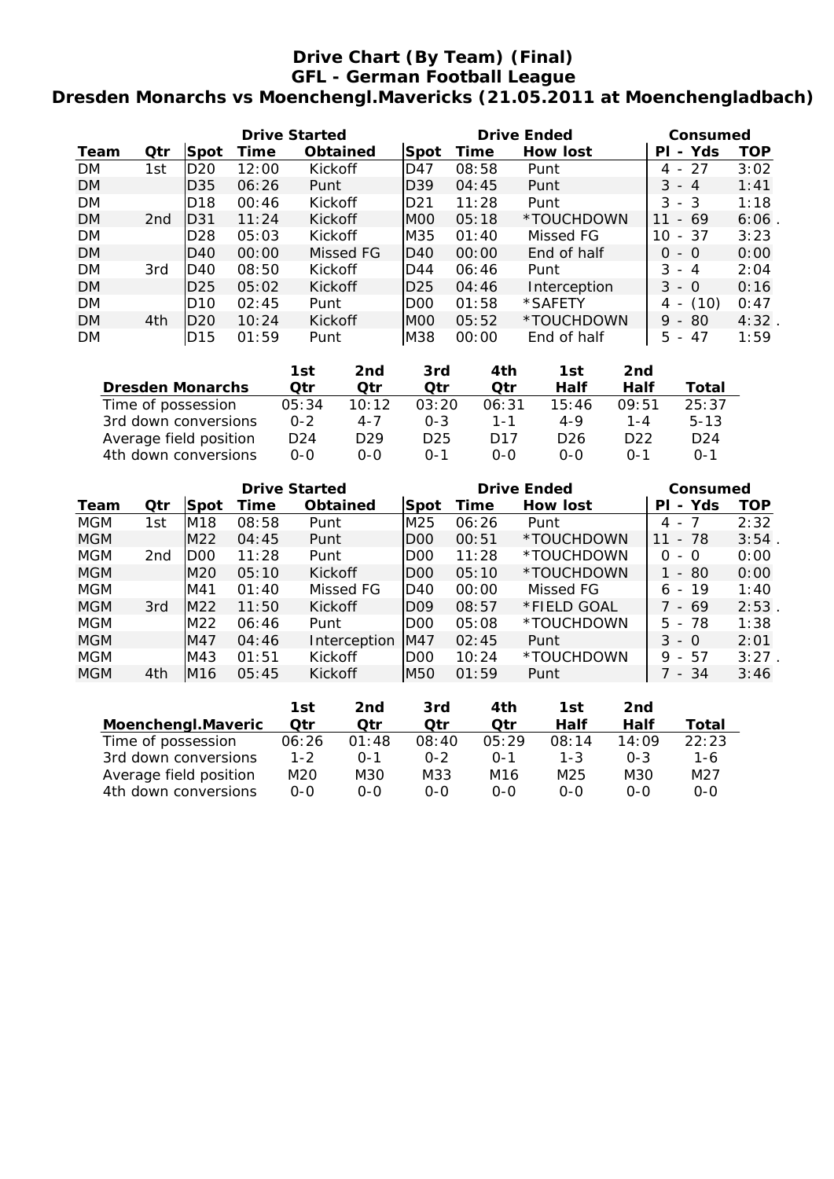# Drive Chart (By Team) (Final)
## GFL - German Football League
## Dresden Monarchs vs Moenchengl.Mavericks (21.05.2011 at Moenchengladbach)

| | | Drive Started | | | Drive Ended | | | Consumed | |
|---|---|---|---|---|---|---|---|---|---|
| **Team** | **Qtr** | **Spot** | **Time** | **Obtained** | **Spot** | **Time** | **How lost** | **Pl - Yds** | **TOP** |
| DM | 1st | D20 | 12:00 | Kickoff | D47 | 08:58 | Punt | 4 - 27 | 3:02 |
| DM | | D35 | 06:26 | Punt | D39 | 04:45 | Punt | 3 - 4 | 1:41 |
| DM | | D18 | 00:46 | Kickoff | D21 | 11:28 | Punt | 3 - 3 | 1:18 |
| DM | 2nd | D31 | 11:24 | Kickoff | M00 | 05:18 | *TOUCHDOWN | 11 - 69 | 6:06 . |
| DM | | D28 | 05:03 | Kickoff | M35 | 01:40 | Missed FG | 10 - 37 | 3:23 |
| DM | | D40 | 00:00 | Missed FG | D40 | 00:00 | End of half | 0 - 0 | 0:00 |
| DM | 3rd | D40 | 08:50 | Kickoff | D44 | 06:46 | Punt | 3 - 4 | 2:04 |
| DM | | D25 | 05:02 | Kickoff | D25 | 04:46 | Interception | 3 - 0 | 0:16 |
| DM | | D10 | 02:45 | Punt | D00 | 01:58 | *SAFETY | 4 - (10) | 0:47 |
| DM | 4th | D20 | 10:24 | Kickoff | M00 | 05:52 | *TOUCHDOWN | 9 - 80 | 4:32 . |
| DM | | D15 | 01:59 | Punt | M38 | 00:00 | End of half | 5 - 47 | 1:59 |

| Dresden Monarchs | 1st Qtr | 2nd Qtr | 3rd Qtr | 4th Qtr | 1st Half | 2nd Half | Total |
|---|---|---|---|---|---|---|---|
| Time of possession | 05:34 | 10:12 | 03:20 | 06:31 | 15:46 | 09:51 | 25:37 |
| 3rd down conversions | 0-2 | 4-7 | 0-3 | 1-1 | 4-9 | 1-4 | 5-13 |
| Average field position | D24 | D29 | D25 | D17 | D26 | D22 | D24 |
| 4th down conversions | 0-0 | 0-0 | 0-1 | 0-0 | 0-0 | 0-1 | 0-1 |

| | | Drive Started | | | Drive Ended | | | Consumed | |
|---|---|---|---|---|---|---|---|---|---|
| **Team** | **Qtr** | **Spot** | **Time** | **Obtained** | **Spot** | **Time** | **How lost** | **Pl - Yds** | **TOP** |
| MGM | 1st | M18 | 08:58 | Punt | M25 | 06:26 | Punt | 4 - 7 | 2:32 |
| MGM | | M22 | 04:45 | Punt | D00 | 00:51 | *TOUCHDOWN | 11 - 78 | 3:54 . |
| MGM | 2nd | D00 | 11:28 | Punt | D00 | 11:28 | *TOUCHDOWN | 0 - 0 | 0:00 |
| MGM | | M20 | 05:10 | Kickoff | D00 | 05:10 | *TOUCHDOWN | 1 - 80 | 0:00 |
| MGM | | M41 | 01:40 | Missed FG | D40 | 00:00 | Missed FG | 6 - 19 | 1:40 |
| MGM | 3rd | M22 | 11:50 | Kickoff | D09 | 08:57 | *FIELD GOAL | 7 - 69 | 2:53 . |
| MGM | | M22 | 06:46 | Punt | D00 | 05:08 | *TOUCHDOWN | 5 - 78 | 1:38 |
| MGM | | M47 | 04:46 | Interception | M47 | 02:45 | Punt | 3 - 0 | 2:01 |
| MGM | | M43 | 01:51 | Kickoff | D00 | 10:24 | *TOUCHDOWN | 9 - 57 | 3:27 . |
| MGM | 4th | M16 | 05:45 | Kickoff | M50 | 01:59 | Punt | 7 - 34 | 3:46 |

| Moenchengl.Maveric | 1st Qtr | 2nd Qtr | 3rd Qtr | 4th Qtr | 1st Half | 2nd Half | Total |
|---|---|---|---|---|---|---|---|
| Time of possession | 06:26 | 01:48 | 08:40 | 05:29 | 08:14 | 14:09 | 22:23 |
| 3rd down conversions | 1-2 | 0-1 | 0-2 | 0-1 | 1-3 | 0-3 | 1-6 |
| Average field position | M20 | M30 | M33 | M16 | M25 | M30 | M27 |
| 4th down conversions | 0-0 | 0-0 | 0-0 | 0-0 | 0-0 | 0-0 | 0-0 |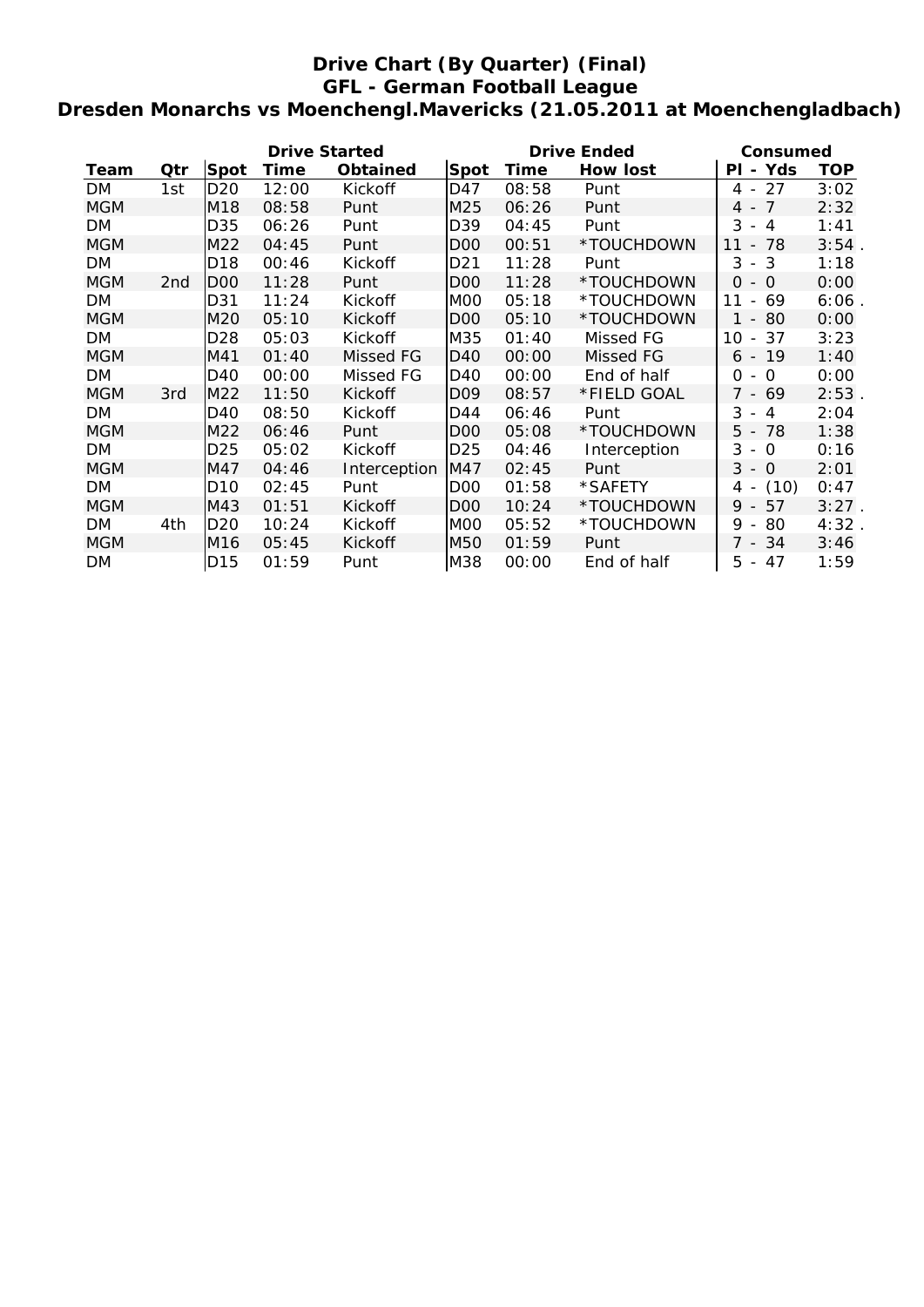# Drive Chart (By Quarter) (Final)
## GFL - German Football League
## Dresden Monarchs vs Moenchengl.Mavericks (21.05.2011 at Moenchengladbach)

| | | Drive Started | | | Drive Ended | | | Consumed | |
|---|---|---|---|---|---|---|---|---|---|
| Team | Qtr | Spot | Time | Obtained | Spot | Time | How lost | Pl - Yds | TOP |
| DM | 1st | D20 | 12:00 | Kickoff | D47 | 08:58 | Punt | 4 - 27 | 3:02 |
| MGM | | M18 | 08:58 | Punt | M25 | 06:26 | Punt | 4 - 7 | 2:32 |
| DM | | D35 | 06:26 | Punt | D39 | 04:45 | Punt | 3 - 4 | 1:41 |
| MGM | | M22 | 04:45 | Punt | D00 | 00:51 | *TOUCHDOWN | 11 - 78 | 3:54 . |
| DM | | D18 | 00:46 | Kickoff | D21 | 11:28 | Punt | 3 - 3 | 1:18 |
| MGM | 2nd | D00 | 11:28 | Punt | D00 | 11:28 | *TOUCHDOWN | 0 - 0 | 0:00 |
| DM | | D31 | 11:24 | Kickoff | M00 | 05:18 | *TOUCHDOWN | 11 - 69 | 6:06 . |
| MGM | | M20 | 05:10 | Kickoff | D00 | 05:10 | *TOUCHDOWN | 1 - 80 | 0:00 |
| DM | | D28 | 05:03 | Kickoff | M35 | 01:40 | Missed FG | 10 - 37 | 3:23 |
| MGM | | M41 | 01:40 | Missed FG | D40 | 00:00 | Missed FG | 6 - 19 | 1:40 |
| DM | | D40 | 00:00 | Missed FG | D40 | 00:00 | End of half | 0 - 0 | 0:00 |
| MGM | 3rd | M22 | 11:50 | Kickoff | D09 | 08:57 | *FIELD GOAL | 7 - 69 | 2:53 . |
| DM | | D40 | 08:50 | Kickoff | D44 | 06:46 | Punt | 3 - 4 | 2:04 |
| MGM | | M22 | 06:46 | Punt | D00 | 05:08 | *TOUCHDOWN | 5 - 78 | 1:38 |
| DM | | D25 | 05:02 | Kickoff | D25 | 04:46 | Interception | 3 - 0 | 0:16 |
| MGM | | M47 | 04:46 | Interception | M47 | 02:45 | Punt | 3 - 0 | 2:01 |
| DM | | D10 | 02:45 | Punt | D00 | 01:58 | *SAFETY | 4 - (10) | 0:47 |
| MGM | | M43 | 01:51 | Kickoff | D00 | 10:24 | *TOUCHDOWN | 9 - 57 | 3:27 . |
| DM | 4th | D20 | 10:24 | Kickoff | M00 | 05:52 | *TOUCHDOWN | 9 - 80 | 4:32 . |
| MGM | | M16 | 05:45 | Kickoff | M50 | 01:59 | Punt | 7 - 34 | 3:46 |
| DM | | D15 | 01:59 | Punt | M38 | 00:00 | End of half | 5 - 47 | 1:59 |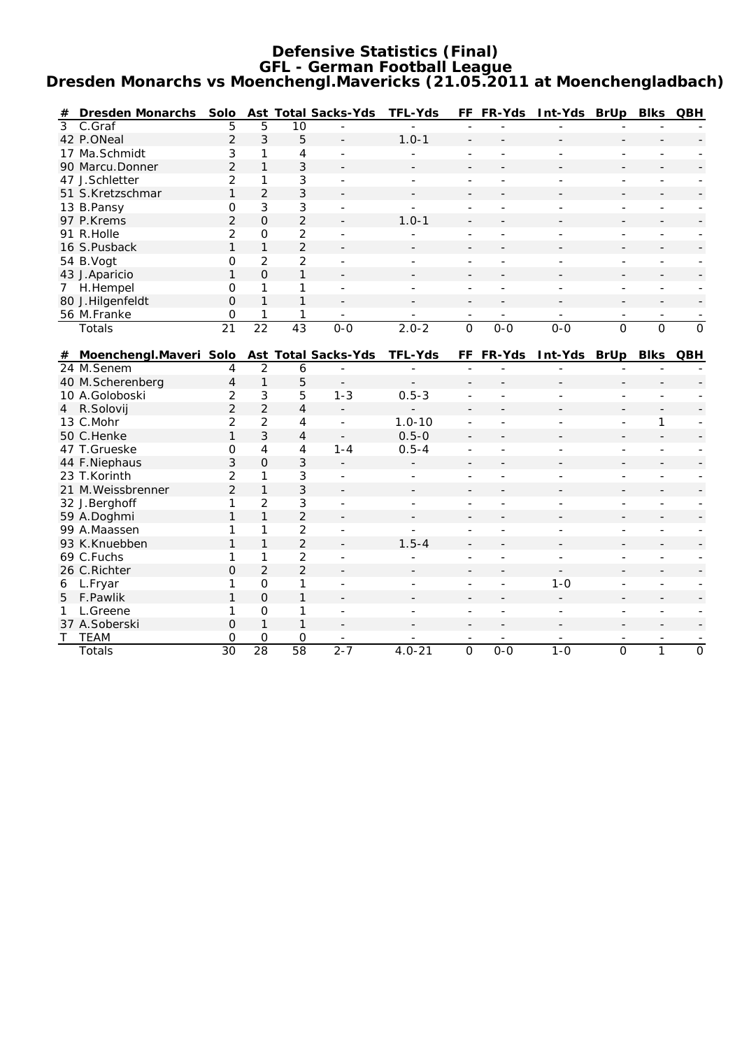# Defensive Statistics (Final)
## GFL - German Football League
## Dresden Monarchs vs Moenchengl.Mavericks (21.05.2011 at Moenchengladbach)

| # | Dresden Monarchs | Solo | Ast | Total | Sacks-Yds | TFL-Yds | FF | FR-Yds | Int-Yds | BrUp | Blks | QBH |
|---|---|---|---|---|---|---|---|---|---|---|---|---|
| 3 | C.Graf | 5 | 5 | 10 | - | - | - | - | - | - | - | - |
| 42 | P.ONeal | 2 | 3 | 5 | - | 1.0-1 | - | - | - | - | - | - |
| 17 | Ma.Schmidt | 3 | 1 | 4 | - | - | - | - | - | - | - | - |
| 90 | Marcu.Donner | 2 | 1 | 3 | - | - | - | - | - | - | - | - |
| 47 | J.Schletter | 2 | 1 | 3 | - | - | - | - | - | - | - | - |
| 51 | S.Kretzschmar | 1 | 2 | 3 | - | - | - | - | - | - | - | - |
| 13 | B.Pansy | 0 | 3 | 3 | - | - | - | - | - | - | - | - |
| 97 | P.Krems | 2 | 0 | 2 | - | 1.0-1 | - | - | - | - | - | - |
| 91 | R.Holle | 2 | 0 | 2 | - | - | - | - | - | - | - | - |
| 16 | S.Pusback | 1 | 1 | 2 | - | - | - | - | - | - | - | - |
| 54 | B.Vogt | 0 | 2 | 2 | - | - | - | - | - | - | - | - |
| 43 | J.Aparicio | 1 | 0 | 1 | - | - | - | - | - | - | - | - |
| 7 | H.Hempel | 0 | 1 | 1 | - | - | - | - | - | - | - | - |
| 80 | J.Hilgenfeldt | 0 | 1 | 1 | - | - | - | - | - | - | - | - |
| 56 | M.Franke | 0 | 1 | 1 | - | - | - | - | - | - | - | - |
| | Totals | 21 | 22 | 43 | 0-0 | 2.0-2 | 0 | 0-0 | 0-0 | 0 | 0 | 0 |

| # | Moenchengl.Maveri | Solo | Ast | Total | Sacks-Yds | TFL-Yds | FF | FR-Yds | Int-Yds | BrUp | Blks | QBH |
|---|---|---|---|---|---|---|---|---|---|---|---|---|
| 24 | M.Senem | 4 | 2 | 6 | - | - | - | - | - | - | - | - |
| 40 | M.Scherenberg | 4 | 1 | 5 | - | - | - | - | - | - | - | - |
| 10 | A.Goloboski | 2 | 3 | 5 | 1-3 | 0.5-3 | - | - | - | - | - | - |
| 4 | R.Solovij | 2 | 2 | 4 | - | - | - | - | - | - | - | - |
| 13 | C.Mohr | 2 | 2 | 4 | - | 1.0-10 | - | - | - | - | 1 | - |
| 50 | C.Henke | 1 | 3 | 4 | - | 0.5-0 | - | - | - | - | - | - |
| 47 | T.Grueske | 0 | 4 | 4 | 1-4 | 0.5-4 | - | - | - | - | - | - |
| 44 | F.Niephaus | 3 | 0 | 3 | - | - | - | - | - | - | - | - |
| 23 | T.Korinth | 2 | 1 | 3 | - | - | - | - | - | - | - | - |
| 21 | M.Weissbrenner | 2 | 1 | 3 | - | - | - | - | - | - | - | - |
| 32 | J.Berghoff | 1 | 2 | 3 | - | - | - | - | - | - | - | - |
| 59 | A.Doghmi | 1 | 1 | 2 | - | - | - | - | - | - | - | - |
| 99 | A.Maassen | 1 | 1 | 2 | - | - | - | - | - | - | - | - |
| 93 | K.Knuebben | 1 | 1 | 2 | - | 1.5-4 | - | - | - | - | - | - |
| 69 | C.Fuchs | 1 | 1 | 2 | - | - | - | - | - | - | - | - |
| 26 | C.Richter | 0 | 2 | 2 | - | - | - | - | - | - | - | - |
| 6 | L.Fryar | 1 | 0 | 1 | - | - | - | - | 1-0 | - | - | - |
| 5 | F.Pawlik | 1 | 0 | 1 | - | - | - | - | - | - | - | - |
| 1 | L.Greene | 1 | 0 | 1 | - | - | - | - | - | - | - | - |
| 37 | A.Soberski | 0 | 1 | 1 | - | - | - | - | - | - | - | - |
| T | TEAM | 0 | 0 | 0 | - | - | - | - | - | - | - | - |
| | Totals | 30 | 28 | 58 | 2-7 | 4.0-21 | 0 | 0-0 | 1-0 | 0 | 1 | 0 |